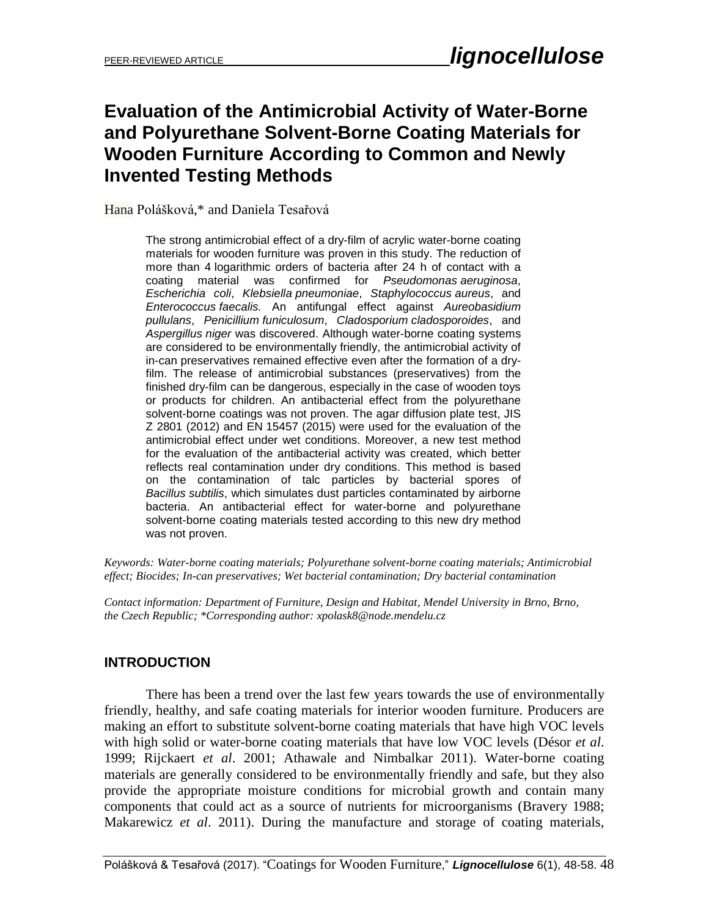# Evaluation of the Antimicrobial Activity of Water-Borne and Polyurethane Solvent-Borne Coating Materials for Wooden Furniture According to Common and Newly Invented Testing Methods

Hana Polášková,* and Daniela Tesařová

The strong antimicrobial effect of a dry-film of acrylic water-borne coating materials for wooden furniture was proven in this study. The reduction of more than 4 logarithmic orders of bacteria after 24 h of contact with a coating material was confirmed for *Pseudomonas aeruginosa*, *Escherichia coli*, *Klebsiella pneumoniae*, *Staphylococcus aureus*, and *Enterococcus faecalis.* An antifungal effect against *Aureobasidium pullulans*, *Penicillium funiculosum*, *Cladosporium cladosporoides*, and *Aspergillus niger* was discovered. Although water-borne coating systems are considered to be environmentally friendly, the antimicrobial activity of in-can preservatives remained effective even after the formation of a dry-film. The release of antimicrobial substances (preservatives) from the finished dry-film can be dangerous, especially in the case of wooden toys or products for children. An antibacterial effect from the polyurethane solvent-borne coatings was not proven. The agar diffusion plate test, JIS Z 2801 (2012) and EN 15457 (2015) were used for the evaluation of the antimicrobial effect under wet conditions. Moreover, a new test method for the evaluation of the antibacterial activity was created, which better reflects real contamination under dry conditions. This method is based on the contamination of talc particles by bacterial spores of *Bacillus subtilis*, which simulates dust particles contaminated by airborne bacteria. An antibacterial effect for water-borne and polyurethane solvent-borne coating materials tested according to this new dry method was not proven.

*Keywords: Water-borne coating materials; Polyurethane solvent-borne coating materials; Antimicrobial effect; Biocides; In-can preservatives; Wet bacterial contamination; Dry bacterial contamination*

*Contact information: Department of Furniture, Design and Habitat, Mendel University in Brno, Brno, the Czech Republic; \*Corresponding author: xpolask8@node.mendelu.cz*

## INTRODUCTION

There has been a trend over the last few years towards the use of environmentally friendly, healthy, and safe coating materials for interior wooden furniture. Producers are making an effort to substitute solvent-borne coating materials that have high VOC levels with high solid or water-borne coating materials that have low VOC levels (Désor *et al*. 1999; Rijckaert *et al*. 2001; Athawale and Nimbalkar 2011). Water-borne coating materials are generally considered to be environmentally friendly and safe, but they also provide the appropriate moisture conditions for microbial growth and contain many components that could act as a source of nutrients for microorganisms (Bravery 1988; Makarewicz *et al*. 2011). During the manufacture and storage of coating materials,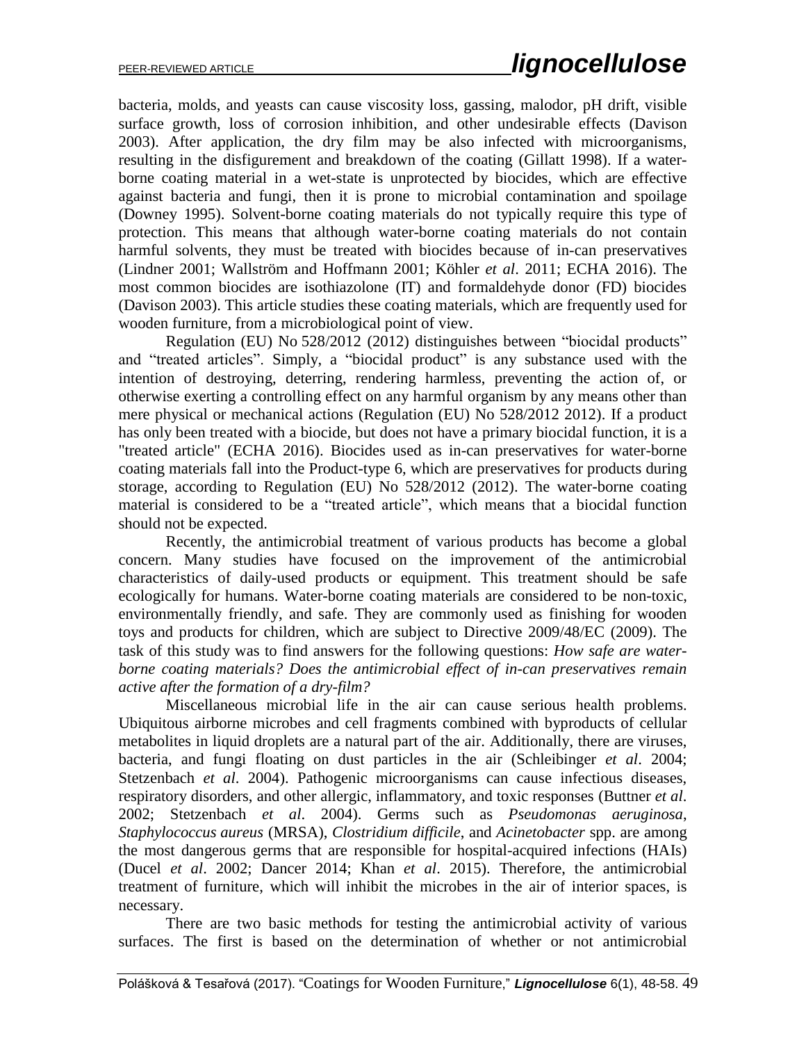bacteria, molds, and yeasts can cause viscosity loss, gassing, malodor, pH drift, visible surface growth, loss of corrosion inhibition, and other undesirable effects (Davison 2003). After application, the dry film may be also infected with microorganisms, resulting in the disfigurement and breakdown of the coating (Gillatt 1998). If a water-borne coating material in a wet-state is unprotected by biocides, which are effective against bacteria and fungi, then it is prone to microbial contamination and spoilage (Downey 1995). Solvent-borne coating materials do not typically require this type of protection. This means that although water-borne coating materials do not contain harmful solvents, they must be treated with biocides because of in-can preservatives (Lindner 2001; Wallström and Hoffmann 2001; Köhler *et al*. 2011; ECHA 2016). The most common biocides are isothiazolone (IT) and formaldehyde donor (FD) biocides (Davison 2003). This article studies these coating materials, which are frequently used for wooden furniture, from a microbiological point of view.

Regulation (EU) No 528/2012 (2012) distinguishes between "biocidal products" and "treated articles". Simply, a "biocidal product" is any substance used with the intention of destroying, deterring, rendering harmless, preventing the action of, or otherwise exerting a controlling effect on any harmful organism by any means other than mere physical or mechanical actions (Regulation (EU) No 528/2012 2012). If a product has only been treated with a biocide, but does not have a primary biocidal function, it is a "treated article" (ECHA 2016). Biocides used as in-can preservatives for water-borne coating materials fall into the Product-type 6, which are preservatives for products during storage, according to Regulation (EU) No 528/2012 (2012). The water-borne coating material is considered to be a "treated article", which means that a biocidal function should not be expected.

Recently, the antimicrobial treatment of various products has become a global concern. Many studies have focused on the improvement of the antimicrobial characteristics of daily-used products or equipment. This treatment should be safe ecologically for humans. Water-borne coating materials are considered to be non-toxic, environmentally friendly, and safe. They are commonly used as finishing for wooden toys and products for children, which are subject to Directive 2009/48/EC (2009). The task of this study was to find answers for the following questions: *How safe are water-borne coating materials? Does the antimicrobial effect of in-can preservatives remain active after the formation of a dry-film?*

Miscellaneous microbial life in the air can cause serious health problems. Ubiquitous airborne microbes and cell fragments combined with byproducts of cellular metabolites in liquid droplets are a natural part of the air. Additionally, there are viruses, bacteria, and fungi floating on dust particles in the air (Schleibinger *et al*. 2004; Stetzenbach *et al*. 2004). Pathogenic microorganisms can cause infectious diseases, respiratory disorders, and other allergic, inflammatory, and toxic responses (Buttner *et al*. 2002; Stetzenbach *et al*. 2004). Germs such as *Pseudomonas aeruginosa*, *Staphylococcus aureus* (MRSA), *Clostridium difficile*, and *Acinetobacter* spp. are among the most dangerous germs that are responsible for hospital-acquired infections (HAIs) (Ducel *et al*. 2002; Dancer 2014; Khan *et al*. 2015). Therefore, the antimicrobial treatment of furniture, which will inhibit the microbes in the air of interior spaces, is necessary.

There are two basic methods for testing the antimicrobial activity of various surfaces. The first is based on the determination of whether or not antimicrobial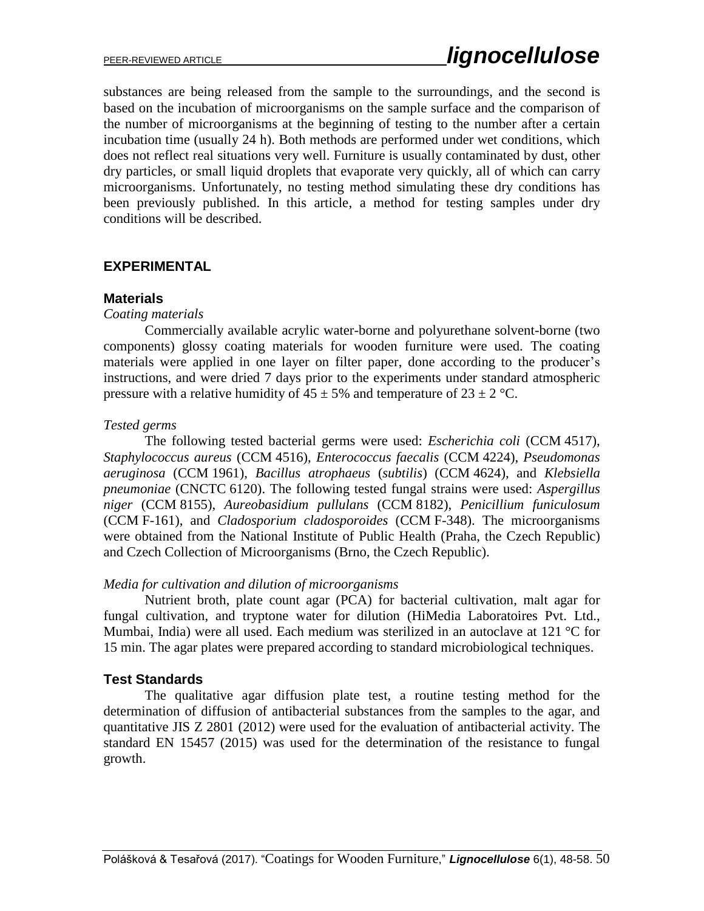substances are being released from the sample to the surroundings, and the second is based on the incubation of microorganisms on the sample surface and the comparison of the number of microorganisms at the beginning of testing to the number after a certain incubation time (usually 24 h). Both methods are performed under wet conditions, which does not reflect real situations very well. Furniture is usually contaminated by dust, other dry particles, or small liquid droplets that evaporate very quickly, all of which can carry microorganisms. Unfortunately, no testing method simulating these dry conditions has been previously published. In this article, a method for testing samples under dry conditions will be described.

## EXPERIMENTAL

### Materials

*Coating materials*

Commercially available acrylic water-borne and polyurethane solvent-borne (two components) glossy coating materials for wooden furniture were used. The coating materials were applied in one layer on filter paper, done according to the producer's instructions, and were dried 7 days prior to the experiments under standard atmospheric pressure with a relative humidity of $45 \pm 5\%$ and temperature of $23 \pm 2$ °C.

*Tested germs*

The following tested bacterial germs were used: *Escherichia coli* (CCM 4517), *Staphylococcus aureus* (CCM 4516), *Enterococcus faecalis* (CCM 4224), *Pseudomonas aeruginosa* (CCM 1961), *Bacillus atrophaeus* (*subtilis*) (CCM 4624), and *Klebsiella pneumoniae* (CNCTC 6120). The following tested fungal strains were used: *Aspergillus niger* (CCM 8155), *Aureobasidium pullulans* (CCM 8182), *Penicillium funiculosum* (CCM F-161), and *Cladosporium cladosporoides* (CCM F-348). The microorganisms were obtained from the National Institute of Public Health (Praha, the Czech Republic) and Czech Collection of Microorganisms (Brno, the Czech Republic).

*Media for cultivation and dilution of microorganisms*

Nutrient broth, plate count agar (PCA) for bacterial cultivation, malt agar for fungal cultivation, and tryptone water for dilution (HiMedia Laboratoires Pvt. Ltd., Mumbai, India) were all used. Each medium was sterilized in an autoclave at 121 °C for 15 min. The agar plates were prepared according to standard microbiological techniques.

### Test Standards

The qualitative agar diffusion plate test, a routine testing method for the determination of diffusion of antibacterial substances from the samples to the agar, and quantitative JIS Z 2801 (2012) were used for the evaluation of antibacterial activity. The standard EN 15457 (2015) was used for the determination of the resistance to fungal growth.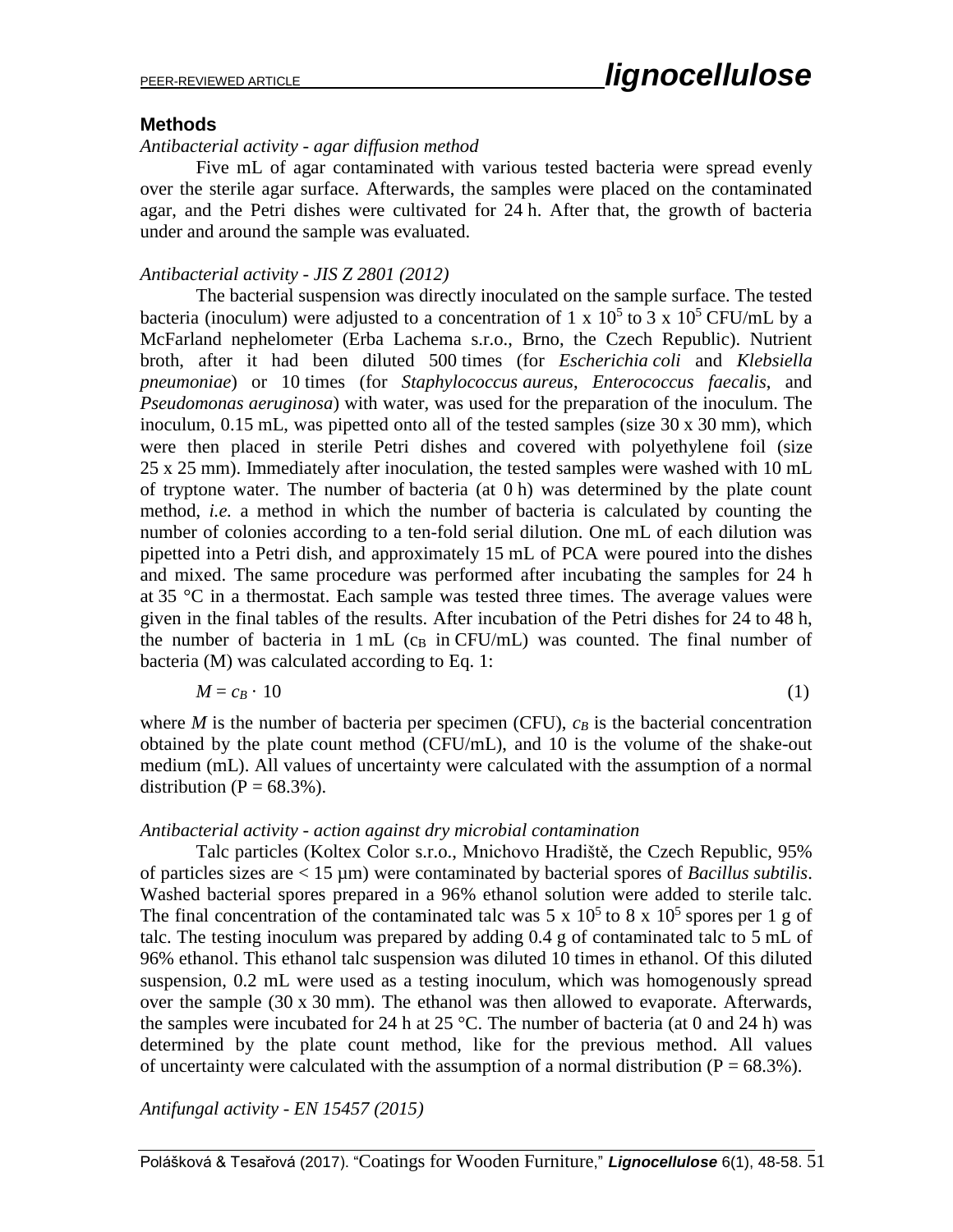## Methods

*Antibacterial activity - agar diffusion method*

Five mL of agar contaminated with various tested bacteria were spread evenly over the sterile agar surface. Afterwards, the samples were placed on the contaminated agar, and the Petri dishes were cultivated for 24 h. After that, the growth of bacteria under and around the sample was evaluated.

*Antibacterial activity - JIS Z 2801 (2012)*

The bacterial suspension was directly inoculated on the sample surface. The tested bacteria (inoculum) were adjusted to a concentration of $1 \times 10^5$ to $3 \times 10^5$ CFU/mL by a McFarland nephelometer (Erba Lachema s.r.o., Brno, the Czech Republic). Nutrient broth, after it had been diluted 500 times (for *Escherichia coli* and *Klebsiella pneumoniae*) or 10 times (for *Staphylococcus aureus*, *Enterococcus faecalis*, and *Pseudomonas aeruginosa*) with water, was used for the preparation of the inoculum. The inoculum, 0.15 mL, was pipetted onto all of the tested samples (size 30 x 30 mm), which were then placed in sterile Petri dishes and covered with polyethylene foil (size 25 x 25 mm). Immediately after inoculation, the tested samples were washed with 10 mL of tryptone water. The number of bacteria (at 0 h) was determined by the plate count method, *i.e.* a method in which the number of bacteria is calculated by counting the number of colonies according to a ten-fold serial dilution. One mL of each dilution was pipetted into a Petri dish, and approximately 15 mL of PCA were poured into the dishes and mixed. The same procedure was performed after incubating the samples for 24 h at 35 °C in a thermostat. Each sample was tested three times. The average values were given in the final tables of the results. After incubation of the Petri dishes for 24 to 48 h, the number of bacteria in 1 mL ($c_B$ in CFU/mL) was counted. The final number of bacteria (M) was calculated according to Eq. 1:

$$M = c_B \cdot 10 \tag{1}$$

where $M$ is the number of bacteria per specimen (CFU), $c_B$ is the bacterial concentration obtained by the plate count method (CFU/mL), and 10 is the volume of the shake-out medium (mL). All values of uncertainty were calculated with the assumption of a normal distribution ($P = 68.3\%$).

*Antibacterial activity - action against dry microbial contamination*

Talc particles (Koltex Color s.r.o., Mnichovo Hradiště, the Czech Republic, 95% of particles sizes are < 15 µm) were contaminated by bacterial spores of *Bacillus subtilis*. Washed bacterial spores prepared in a 96% ethanol solution were added to sterile talc. The final concentration of the contaminated talc was $5 \times 10^5$ to $8 \times 10^5$ spores per 1 g of talc. The testing inoculum was prepared by adding 0.4 g of contaminated talc to 5 mL of 96% ethanol. This ethanol talc suspension was diluted 10 times in ethanol. Of this diluted suspension, 0.2 mL were used as a testing inoculum, which was homogenously spread over the sample (30 x 30 mm). The ethanol was then allowed to evaporate. Afterwards, the samples were incubated for 24 h at 25 °C. The number of bacteria (at 0 and 24 h) was determined by the plate count method, like for the previous method. All values of uncertainty were calculated with the assumption of a normal distribution ($P = 68.3\%$).

*Antifungal activity - EN 15457 (2015)*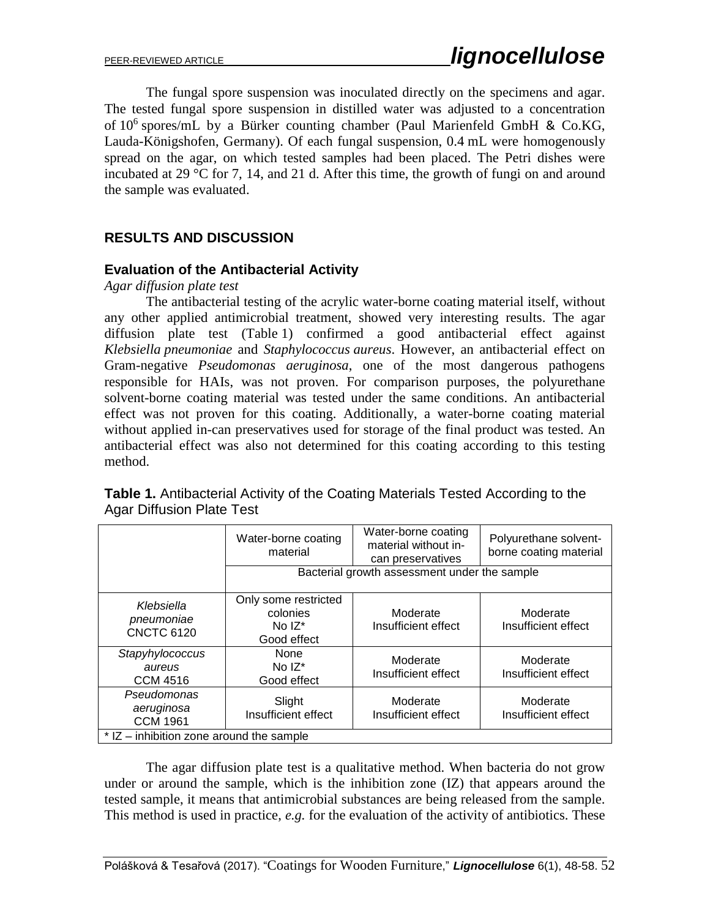The fungal spore suspension was inoculated directly on the specimens and agar. The tested fungal spore suspension in distilled water was adjusted to a concentration of $10^6$ spores/mL by a Bürker counting chamber (Paul Marienfeld GmbH & Co.KG, Lauda-Königshofen, Germany). Of each fungal suspension, 0.4 mL were homogenously spread on the agar, on which tested samples had been placed. The Petri dishes were incubated at 29 °C for 7, 14, and 21 d. After this time, the growth of fungi on and around the sample was evaluated.

## RESULTS AND DISCUSSION

### Evaluation of the Antibacterial Activity

*Agar diffusion plate test*

The antibacterial testing of the acrylic water-borne coating material itself, without any other applied antimicrobial treatment, showed very interesting results. The agar diffusion plate test (Table 1) confirmed a good antibacterial effect against *Klebsiella pneumoniae* and *Staphylococcus aureus*. However, an antibacterial effect on Gram-negative *Pseudomonas aeruginosa*, one of the most dangerous pathogens responsible for HAIs, was not proven. For comparison purposes, the polyurethane solvent-borne coating material was tested under the same conditions. An antibacterial effect was not proven for this coating. Additionally, a water-borne coating material without applied in-can preservatives used for storage of the final product was tested. An antibacterial effect was also not determined for this coating according to this testing method.

**Table 1.** Antibacterial Activity of the Coating Materials Tested According to the Agar Diffusion Plate Test

| | Water-borne coating material | Water-borne coating material without in-can preservatives | Polyurethane solvent-borne coating material |
|---|---|---|---|
| | Bacterial growth assessment under the sample | | |
| *Klebsiella pneumoniae* CNCTC 6120 | Only some restricted colonies<br>No IZ*<br>Good effect | Moderate<br>Insufficient effect | Moderate<br>Insufficient effect |
| *Stapyhylococcus aureus* CCM 4516 | None<br>No IZ*<br>Good effect | Moderate<br>Insufficient effect | Moderate<br>Insufficient effect |
| *Pseudomonas aeruginosa* CCM 1961 | Slight<br>Insufficient effect | Moderate<br>Insufficient effect | Moderate<br>Insufficient effect |

\* IZ – inhibition zone around the sample

The agar diffusion plate test is a qualitative method. When bacteria do not grow under or around the sample, which is the inhibition zone (IZ) that appears around the tested sample, it means that antimicrobial substances are being released from the sample. This method is used in practice, *e.g.* for the evaluation of the activity of antibiotics. These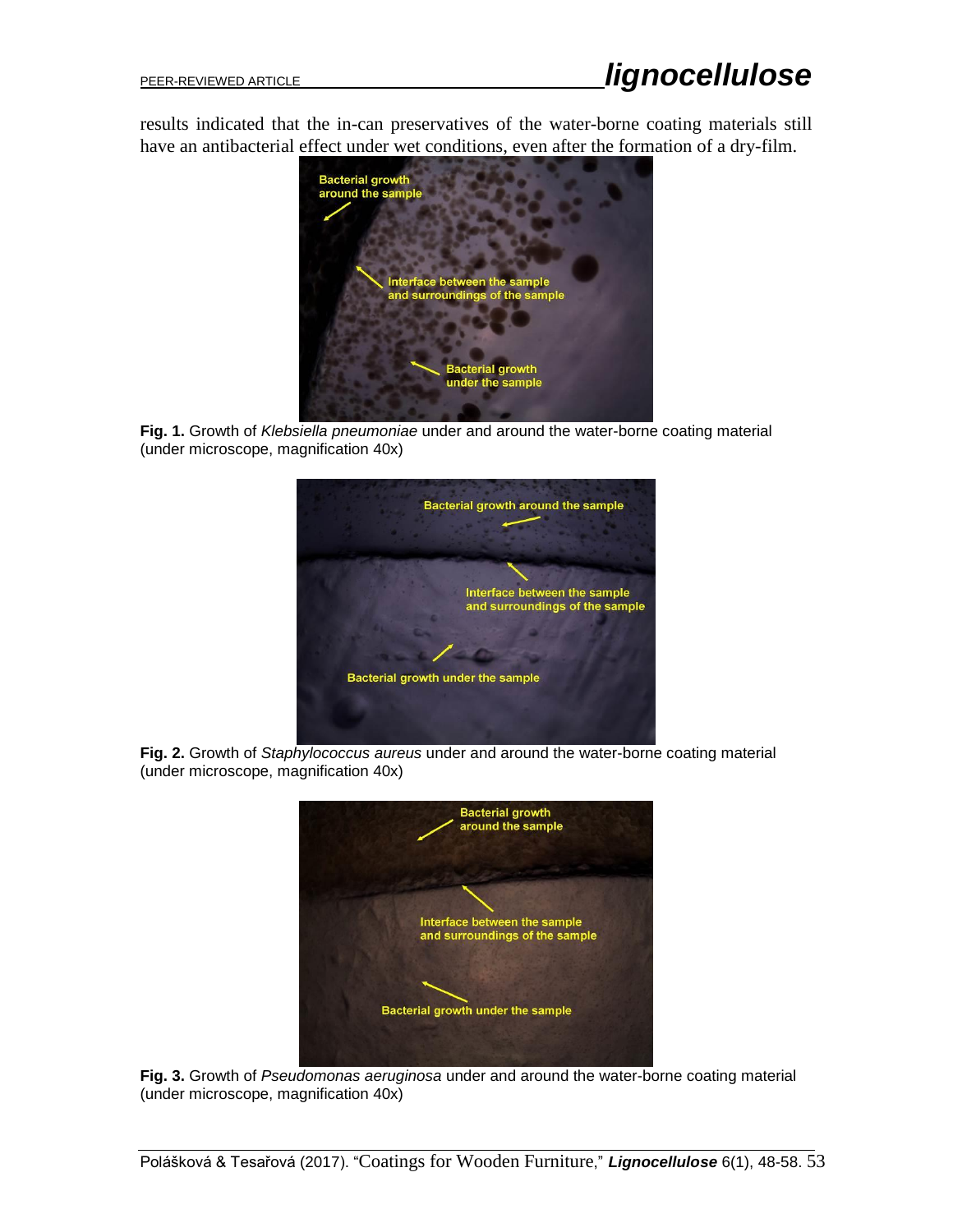results indicated that the in-can preservatives of the water-borne coating materials still have an antibacterial effect under wet conditions, even after the formation of a dry-film.

Bacterial growth around the sample

Interface between the sample and surroundings of the sample

Bacterial growth under the sample

**Fig. 1.** Growth of *Klebsiella pneumoniae* under and around the water-borne coating material (under microscope, magnification 40x)

Bacterial growth around the sample

Interface between the sample and surroundings of the sample

Bacterial growth under the sample

**Fig. 2.** Growth of *Staphylococcus aureus* under and around the water-borne coating material (under microscope, magnification 40x)

Bacterial growth around the sample

Interface between the sample and surroundings of the sample

Bacterial growth under the sample

**Fig. 3.** Growth of *Pseudomonas aeruginosa* under and around the water-borne coating material (under microscope, magnification 40x)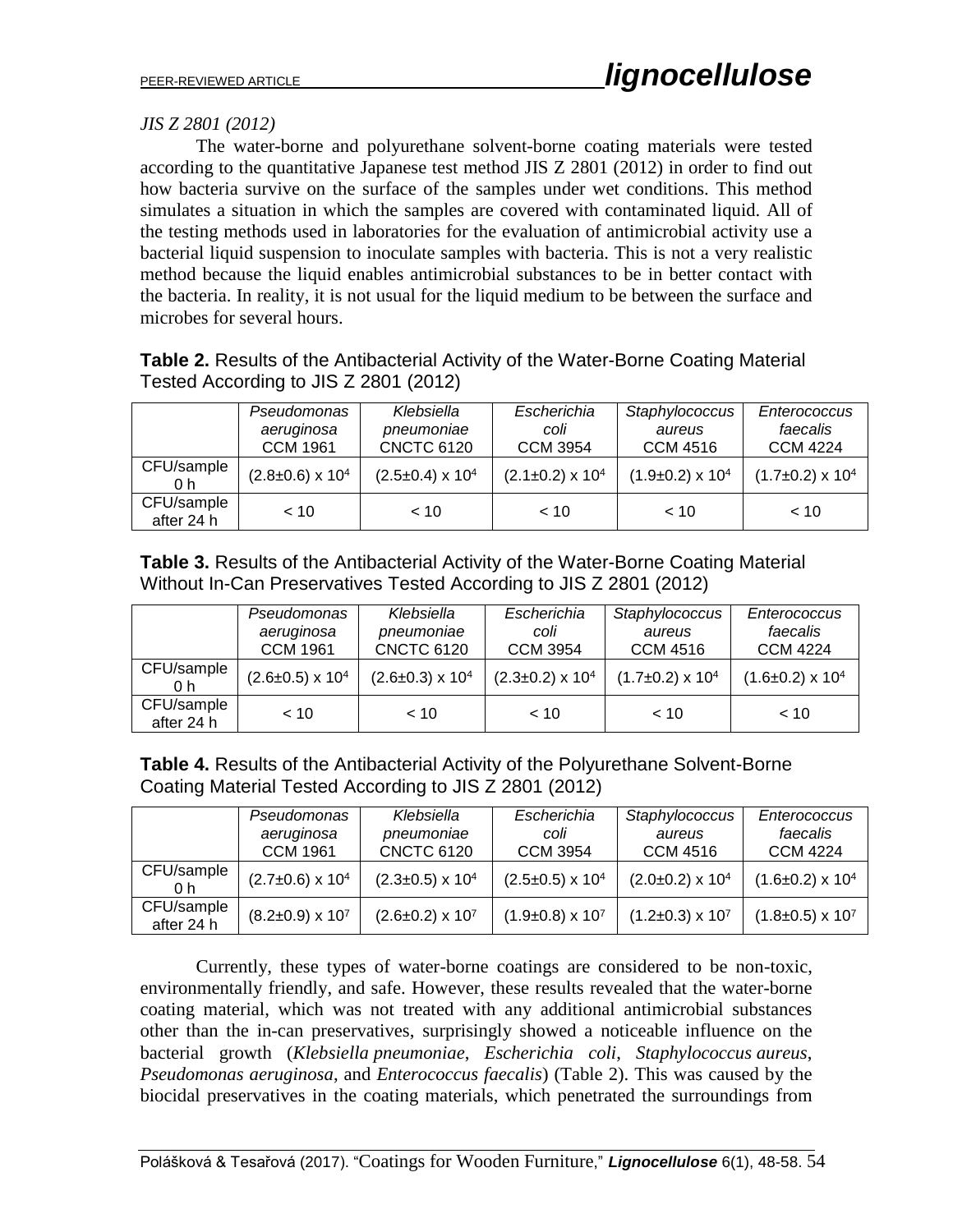*JIS Z 2801 (2012)*

The water-borne and polyurethane solvent-borne coating materials were tested according to the quantitative Japanese test method JIS Z 2801 (2012) in order to find out how bacteria survive on the surface of the samples under wet conditions. This method simulates a situation in which the samples are covered with contaminated liquid. All of the testing methods used in laboratories for the evaluation of antimicrobial activity use a bacterial liquid suspension to inoculate samples with bacteria. This is not a very realistic method because the liquid enables antimicrobial substances to be in better contact with the bacteria. In reality, it is not usual for the liquid medium to be between the surface and microbes for several hours.

**Table 2.** Results of the Antibacterial Activity of the Water-Borne Coating Material Tested According to JIS Z 2801 (2012)

| | *Pseudomonas aeruginosa* CCM 1961 | *Klebsiella pneumoniae* CNCTC 6120 | *Escherichia coli* CCM 3954 | *Staphylococcus aureus* CCM 4516 | *Enterococcus faecalis* CCM 4224 |
|---|---|---|---|---|---|
| CFU/sample 0 h | $(2.8 \pm 0.6) \times 10^4$ | $(2.5 \pm 0.4) \times 10^4$ | $(2.1 \pm 0.2) \times 10^4$ | $(1.9 \pm 0.2) \times 10^4$ | $(1.7 \pm 0.2) \times 10^4$ |
| CFU/sample after 24 h | < 10 | < 10 | < 10 | < 10 | < 10 |

**Table 3.** Results of the Antibacterial Activity of the Water-Borne Coating Material Without In-Can Preservatives Tested According to JIS Z 2801 (2012)

| | *Pseudomonas aeruginosa* CCM 1961 | *Klebsiella pneumoniae* CNCTC 6120 | *Escherichia coli* CCM 3954 | *Staphylococcus aureus* CCM 4516 | *Enterococcus faecalis* CCM 4224 |
|---|---|---|---|---|---|
| CFU/sample 0 h | $(2.6 \pm 0.5) \times 10^4$ | $(2.6 \pm 0.3) \times 10^4$ | $(2.3 \pm 0.2) \times 10^4$ | $(1.7 \pm 0.2) \times 10^4$ | $(1.6 \pm 0.2) \times 10^4$ |
| CFU/sample after 24 h | < 10 | < 10 | < 10 | < 10 | < 10 |

**Table 4.** Results of the Antibacterial Activity of the Polyurethane Solvent-Borne Coating Material Tested According to JIS Z 2801 (2012)

| | *Pseudomonas aeruginosa* CCM 1961 | *Klebsiella pneumoniae* CNCTC 6120 | *Escherichia coli* CCM 3954 | *Staphylococcus aureus* CCM 4516 | *Enterococcus faecalis* CCM 4224 |
|---|---|---|---|---|---|
| CFU/sample 0 h | $(2.7 \pm 0.6) \times 10^4$ | $(2.3 \pm 0.5) \times 10^4$ | $(2.5 \pm 0.5) \times 10^4$ | $(2.0 \pm 0.2) \times 10^4$ | $(1.6 \pm 0.2) \times 10^4$ |
| CFU/sample after 24 h | $(8.2 \pm 0.9) \times 10^7$ | $(2.6 \pm 0.2) \times 10^7$ | $(1.9 \pm 0.8) \times 10^7$ | $(1.2 \pm 0.3) \times 10^7$ | $(1.8 \pm 0.5) \times 10^7$ |

Currently, these types of water-borne coatings are considered to be non-toxic, environmentally friendly, and safe. However, these results revealed that the water-borne coating material, which was not treated with any additional antimicrobial substances other than the in-can preservatives, surprisingly showed a noticeable influence on the bacterial growth (*Klebsiella pneumoniae*, *Escherichia coli*, *Staphylococcus aureus*, *Pseudomonas aeruginosa*, and *Enterococcus faecalis*) (Table 2). This was caused by the biocidal preservatives in the coating materials, which penetrated the surroundings from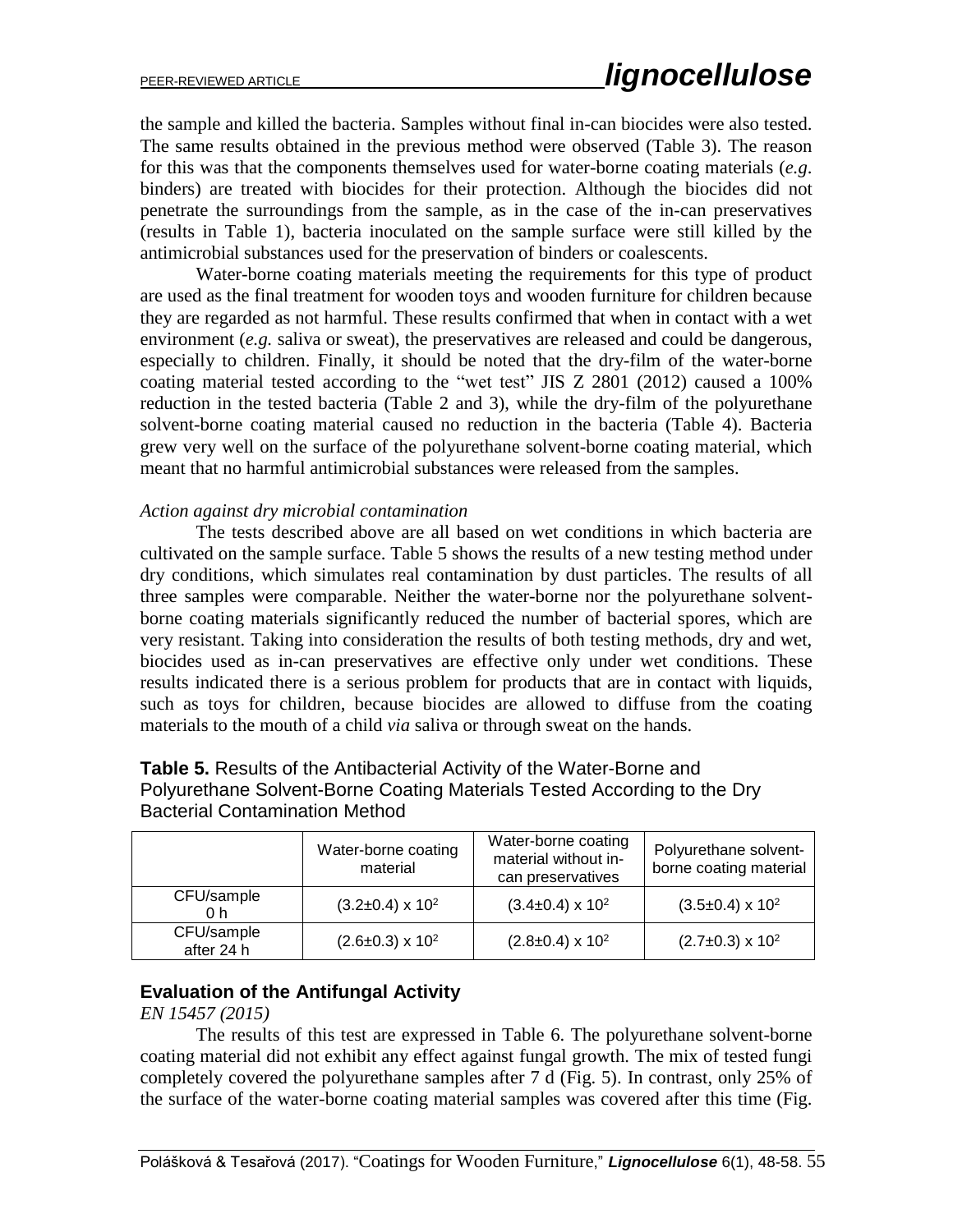the sample and killed the bacteria. Samples without final in-can biocides were also tested. The same results obtained in the previous method were observed (Table 3). The reason for this was that the components themselves used for water-borne coating materials (*e.g*. binders) are treated with biocides for their protection. Although the biocides did not penetrate the surroundings from the sample, as in the case of the in-can preservatives (results in Table 1), bacteria inoculated on the sample surface were still killed by the antimicrobial substances used for the preservation of binders or coalescents.

Water-borne coating materials meeting the requirements for this type of product are used as the final treatment for wooden toys and wooden furniture for children because they are regarded as not harmful. These results confirmed that when in contact with a wet environment (*e.g.* saliva or sweat), the preservatives are released and could be dangerous, especially to children. Finally, it should be noted that the dry-film of the water-borne coating material tested according to the "wet test" JIS Z 2801 (2012) caused a 100% reduction in the tested bacteria (Table 2 and 3), while the dry-film of the polyurethane solvent-borne coating material caused no reduction in the bacteria (Table 4). Bacteria grew very well on the surface of the polyurethane solvent-borne coating material, which meant that no harmful antimicrobial substances were released from the samples.

*Action against dry microbial contamination*

The tests described above are all based on wet conditions in which bacteria are cultivated on the sample surface. Table 5 shows the results of a new testing method under dry conditions, which simulates real contamination by dust particles. The results of all three samples were comparable. Neither the water-borne nor the polyurethane solvent-borne coating materials significantly reduced the number of bacterial spores, which are very resistant. Taking into consideration the results of both testing methods, dry and wet, biocides used as in-can preservatives are effective only under wet conditions. These results indicated there is a serious problem for products that are in contact with liquids, such as toys for children, because biocides are allowed to diffuse from the coating materials to the mouth of a child *via* saliva or through sweat on the hands.

**Table 5.** Results of the Antibacterial Activity of the Water-Borne and Polyurethane Solvent-Borne Coating Materials Tested According to the Dry Bacterial Contamination Method

| | Water-borne coating material | Water-borne coating material without in-can preservatives | Polyurethane solvent-borne coating material |
|---|---|---|---|
| CFU/sample 0 h | $(3.2 \pm 0.4) \times 10^2$ | $(3.4 \pm 0.4) \times 10^2$ | $(3.5 \pm 0.4) \times 10^2$ |
| CFU/sample after 24 h | $(2.6 \pm 0.3) \times 10^2$ | $(2.8 \pm 0.4) \times 10^2$ | $(2.7 \pm 0.3) \times 10^2$ |

## Evaluation of the Antifungal Activity

*EN 15457 (2015)*

The results of this test are expressed in Table 6. The polyurethane solvent-borne coating material did not exhibit any effect against fungal growth. The mix of tested fungi completely covered the polyurethane samples after 7 d (Fig. 5). In contrast, only 25% of the surface of the water-borne coating material samples was covered after this time (Fig.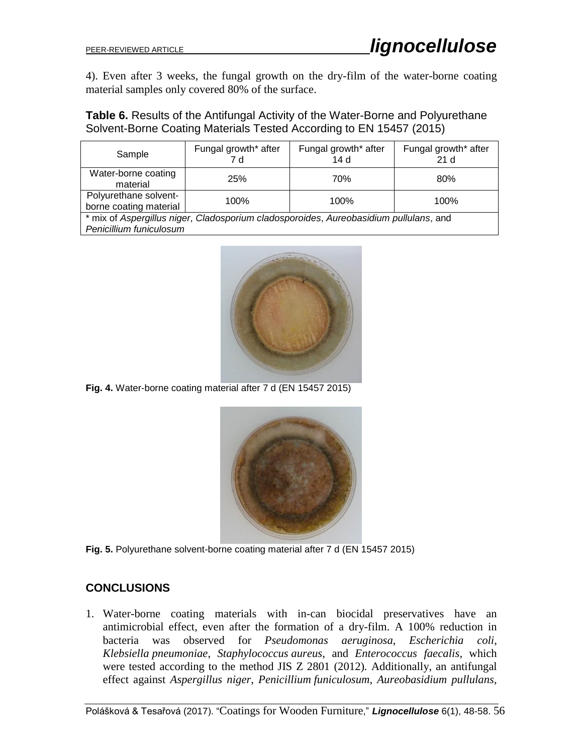4). Even after 3 weeks, the fungal growth on the dry-film of the water-borne coating material samples only covered 80% of the surface.

**Table 6.** Results of the Antifungal Activity of the Water-Borne and Polyurethane Solvent-Borne Coating Materials Tested According to EN 15457 (2015)

| Sample | Fungal growth* after 7 d | Fungal growth* after 14 d | Fungal growth* after 21 d |
|---|---|---|---|
| Water-borne coating material | 25% | 70% | 80% |
| Polyurethane solvent-borne coating material | 100% | 100% | 100% |

\* mix of *Aspergillus niger*, *Cladosporium cladosporoides*, *Aureobasidium pullulans*, and *Penicillium funiculosum*

**Fig. 4.** Water-borne coating material after 7 d (EN 15457 2015)

**Fig. 5.** Polyurethane solvent-borne coating material after 7 d (EN 15457 2015)

## CONCLUSIONS

1. Water-borne coating materials with in-can biocidal preservatives have an antimicrobial effect, even after the formation of a dry-film. A 100% reduction in bacteria was observed for *Pseudomonas aeruginosa*, *Escherichia coli*, *Klebsiella pneumoniae*, *Staphylococcus aureus*, and *Enterococcus faecalis*, which were tested according to the method JIS Z 2801 (2012). Additionally, an antifungal effect against *Aspergillus niger*, *Penicillium funiculosum*, *Aureobasidium pullulans*,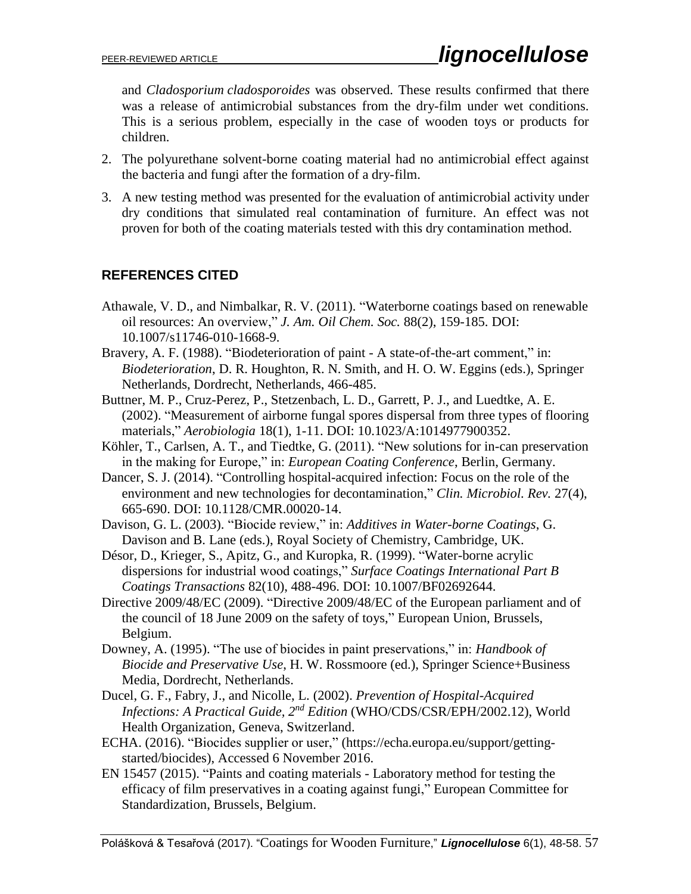and *Cladosporium cladosporoides* was observed. These results confirmed that there was a release of antimicrobial substances from the dry-film under wet conditions. This is a serious problem, especially in the case of wooden toys or products for children.

2. The polyurethane solvent-borne coating material had no antimicrobial effect against the bacteria and fungi after the formation of a dry-film.
3. A new testing method was presented for the evaluation of antimicrobial activity under dry conditions that simulated real contamination of furniture. An effect was not proven for both of the coating materials tested with this dry contamination method.

## REFERENCES CITED

Athawale, V. D., and Nimbalkar, R. V. (2011). "Waterborne coatings based on renewable oil resources: An overview," *J. Am. Oil Chem. Soc.* 88(2), 159-185. DOI: 10.1007/s11746-010-1668-9.

Bravery, A. F. (1988). "Biodeterioration of paint - A state-of-the-art comment," in: *Biodeterioration*, D. R. Houghton, R. N. Smith, and H. O. W. Eggins (eds.), Springer Netherlands, Dordrecht, Netherlands, 466-485.

Buttner, M. P., Cruz-Perez, P., Stetzenbach, L. D., Garrett, P. J., and Luedtke, A. E. (2002). "Measurement of airborne fungal spores dispersal from three types of flooring materials," *Aerobiologia* 18(1), 1-11. DOI: 10.1023/A:1014977900352.

Köhler, T., Carlsen, A. T., and Tiedtke, G. (2011). "New solutions for in-can preservation in the making for Europe," in: *European Coating Conference*, Berlin, Germany.

Dancer, S. J. (2014). "Controlling hospital-acquired infection: Focus on the role of the environment and new technologies for decontamination," *Clin. Microbiol. Rev.* 27(4), 665-690. DOI: 10.1128/CMR.00020-14.

Davison, G. L. (2003). "Biocide review," in: *Additives in Water-borne Coatings*, G. Davison and B. Lane (eds.), Royal Society of Chemistry, Cambridge, UK.

Désor, D., Krieger, S., Apitz, G., and Kuropka, R. (1999). "Water-borne acrylic dispersions for industrial wood coatings," *Surface Coatings International Part B Coatings Transactions* 82(10), 488-496. DOI: 10.1007/BF02692644.

Directive 2009/48/EC (2009). "Directive 2009/48/EC of the European parliament and of the council of 18 June 2009 on the safety of toys," European Union, Brussels, Belgium.

Downey, A. (1995). "The use of biocides in paint preservations," in: *Handbook of Biocide and Preservative Use*, H. W. Rossmoore (ed.), Springer Science+Business Media, Dordrecht, Netherlands.

Ducel, G. F., Fabry, J., and Nicolle, L. (2002). *Prevention of Hospital-Acquired Infections: A Practical Guide, 2nd Edition* (WHO/CDS/CSR/EPH/2002.12), World Health Organization, Geneva, Switzerland.

ECHA. (2016). "Biocides supplier or user," (https://echa.europa.eu/support/getting-started/biocides), Accessed 6 November 2016.

EN 15457 (2015). "Paints and coating materials - Laboratory method for testing the efficacy of film preservatives in a coating against fungi," European Committee for Standardization, Brussels, Belgium.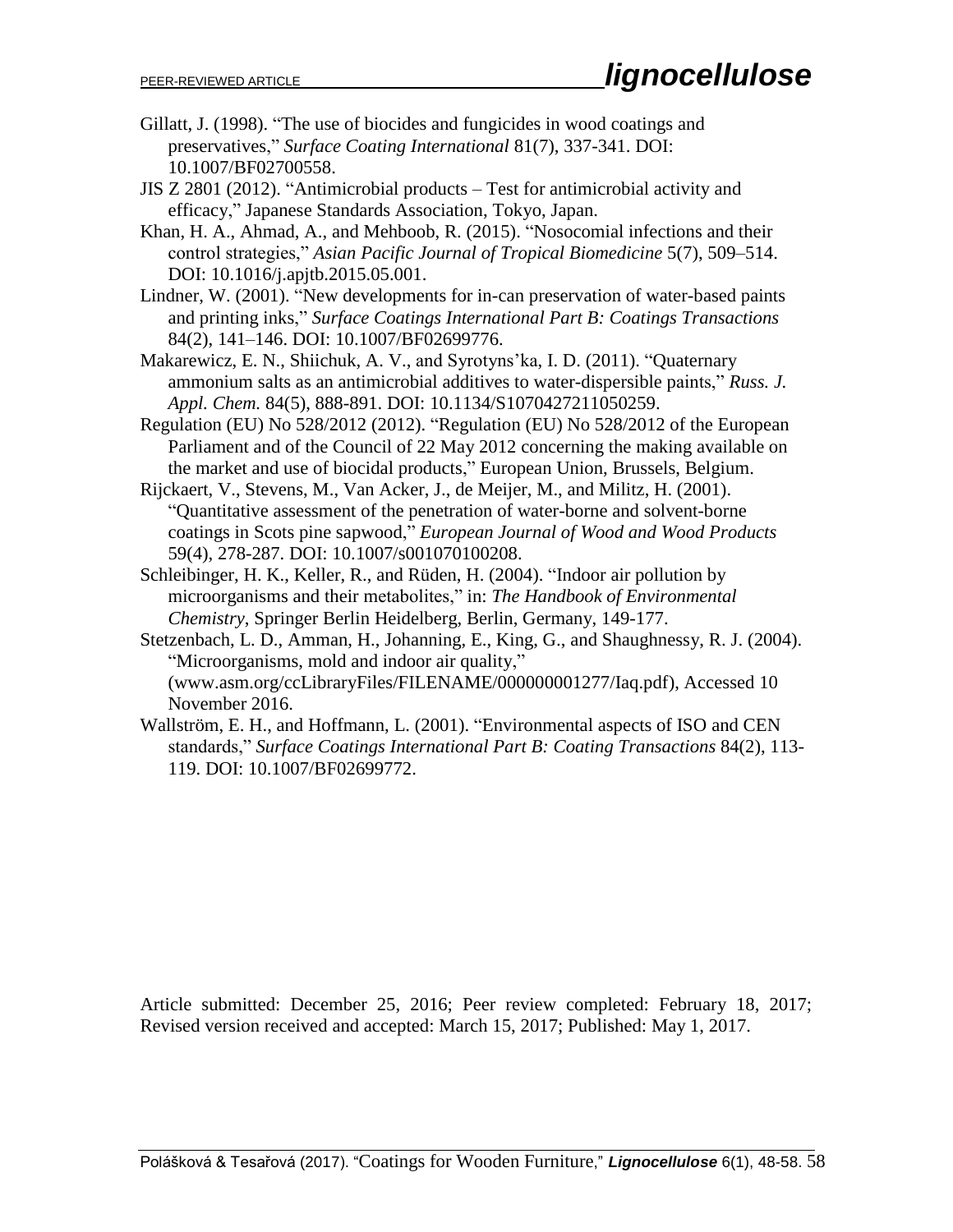Gillatt, J. (1998). "The use of biocides and fungicides in wood coatings and preservatives," *Surface Coating International* 81(7), 337-341. DOI: 10.1007/BF02700558.

JIS Z 2801 (2012). "Antimicrobial products – Test for antimicrobial activity and efficacy," Japanese Standards Association, Tokyo, Japan.

Khan, H. A., Ahmad, A., and Mehboob, R. (2015). "Nosocomial infections and their control strategies," *Asian Pacific Journal of Tropical Biomedicine* 5(7), 509–514. DOI: 10.1016/j.apjtb.2015.05.001.

Lindner, W. (2001). "New developments for in-can preservation of water-based paints and printing inks," *Surface Coatings International Part B: Coatings Transactions* 84(2), 141–146. DOI: 10.1007/BF02699776.

Makarewicz, E. N., Shiichuk, A. V., and Syrotyns'ka, I. D. (2011). "Quaternary ammonium salts as an antimicrobial additives to water-dispersible paints," *Russ. J. Appl. Chem.* 84(5), 888-891. DOI: 10.1134/S1070427211050259.

Regulation (EU) No 528/2012 (2012). "Regulation (EU) No 528/2012 of the European Parliament and of the Council of 22 May 2012 concerning the making available on the market and use of biocidal products," European Union, Brussels, Belgium.

Rijckaert, V., Stevens, M., Van Acker, J., de Meijer, M., and Militz, H. (2001). "Quantitative assessment of the penetration of water-borne and solvent-borne coatings in Scots pine sapwood," *European Journal of Wood and Wood Products* 59(4), 278-287. DOI: 10.1007/s001070100208.

Schleibinger, H. K., Keller, R., and Rüden, H. (2004). "Indoor air pollution by microorganisms and their metabolites," in: *The Handbook of Environmental Chemistry*, Springer Berlin Heidelberg, Berlin, Germany, 149-177.

Stetzenbach, L. D., Amman, H., Johanning, E., King, G., and Shaughnessy, R. J. (2004). "Microorganisms, mold and indoor air quality," (www.asm.org/ccLibraryFiles/FILENAME/000000001277/Iaq.pdf), Accessed 10 November 2016.

Wallström, E. H., and Hoffmann, L. (2001). "Environmental aspects of ISO and CEN standards," *Surface Coatings International Part B: Coating Transactions* 84(2), 113-119. DOI: 10.1007/BF02699772.

Article submitted: December 25, 2016; Peer review completed: February 18, 2017; Revised version received and accepted: March 15, 2017; Published: May 1, 2017.